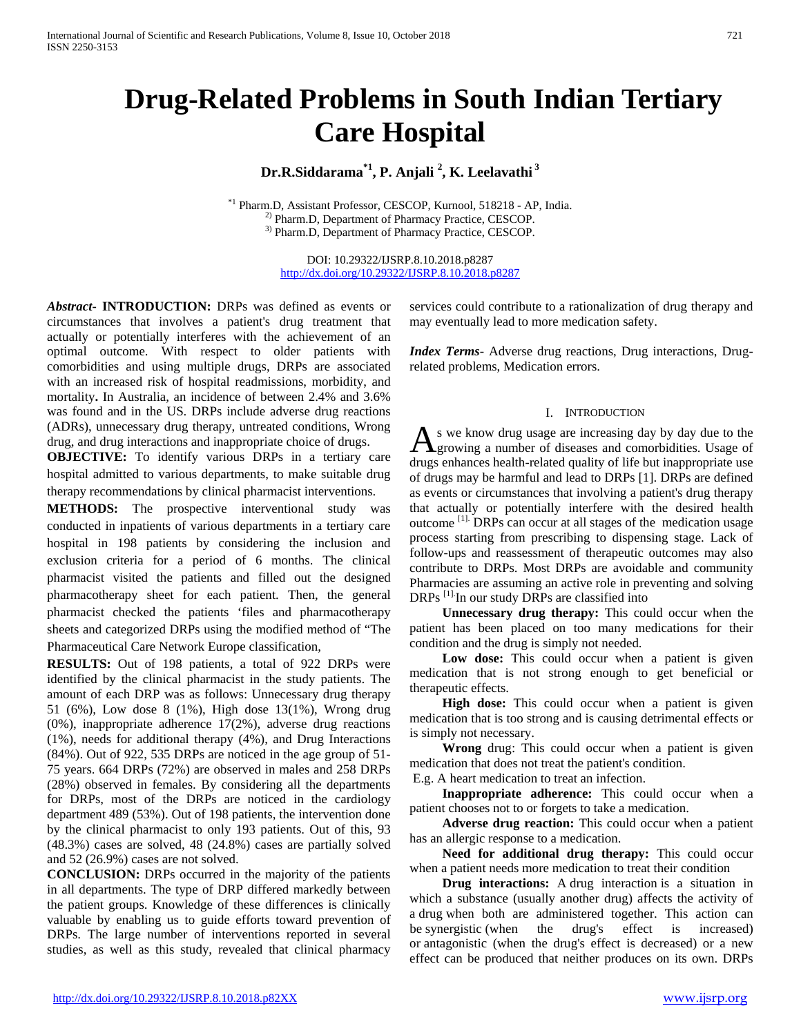# Drug-Related Problems in South Indian Tertiary Care Hospital

**Dr.R.Siddarama[*1], P. Anjali [2], K. Leelavathi [3]**

[*1] Pharm.D, Assistant Professor, CESCOP, Kurnool, 518218 - AP, India.
[2)] Pharm.D, Department of Pharmacy Practice, CESCOP.
[3)] Pharm.D, Department of Pharmacy Practice, CESCOP.

DOI: 10.29322/IJSRP.8.10.2018.p8287
http://dx.doi.org/10.29322/IJSRP.8.10.2018.p8287

***Abstract*-** **INTRODUCTION:** DRPs was defined as events or circumstances that involves a patient's drug treatment that actually or potentially interferes with the achievement of an optimal outcome. With respect to older patients with comorbidities and using multiple drugs, DRPs are associated with an increased risk of hospital readmissions, morbidity, and mortality**.** In Australia, an incidence of between 2.4% and 3.6% was found and in the US. DRPs include adverse drug reactions (ADRs), unnecessary drug therapy, untreated conditions, Wrong drug, and drug interactions and inappropriate choice of drugs.

**OBJECTIVE:** To identify various DRPs in a tertiary care hospital admitted to various departments, to make suitable drug therapy recommendations by clinical pharmacist interventions.

**METHODS:** The prospective interventional study was conducted in inpatients of various departments in a tertiary care hospital in 198 patients by considering the inclusion and exclusion criteria for a period of 6 months. The clinical pharmacist visited the patients and filled out the designed pharmacotherapy sheet for each patient. Then, the general pharmacist checked the patients 'files and pharmacotherapy sheets and categorized DRPs using the modified method of "The Pharmaceutical Care Network Europe classification,

**RESULTS:** Out of 198 patients, a total of 922 DRPs were identified by the clinical pharmacist in the study patients. The amount of each DRP was as follows: Unnecessary drug therapy 51 (6%), Low dose 8 (1%), High dose 13(1%), Wrong drug (0%), inappropriate adherence 17(2%), adverse drug reactions (1%), needs for additional therapy (4%), and Drug Interactions (84%). Out of 922, 535 DRPs are noticed in the age group of 51-75 years. 664 DRPs (72%) are observed in males and 258 DRPs (28%) observed in females. By considering all the departments for DRPs, most of the DRPs are noticed in the cardiology department 489 (53%). Out of 198 patients, the intervention done by the clinical pharmacist to only 193 patients. Out of this, 93 (48.3%) cases are solved, 48 (24.8%) cases are partially solved and 52 (26.9%) cases are not solved.

**CONCLUSION:** DRPs occurred in the majority of the patients in all departments. The type of DRP differed markedly between the patient groups. Knowledge of these differences is clinically valuable by enabling us to guide efforts toward prevention of DRPs. The large number of interventions reported in several studies, as well as this study, revealed that clinical pharmacy services could contribute to a rationalization of drug therapy and may eventually lead to more medication safety.

***Index Terms*-** Adverse drug reactions, Drug interactions, Drug-related problems, Medication errors.

## I. Introduction

As we know drug usage are increasing day by day due to the growing a number of diseases and comorbidities. Usage of drugs enhances health-related quality of life but inappropriate use of drugs may be harmful and lead to DRPs [1]. DRPs are defined as events or circumstances that involving a patient's drug therapy that actually or potentially interfere with the desired health outcome [1]. DRPs can occur at all stages of the medication usage process starting from prescribing to dispensing stage. Lack of follow-ups and reassessment of therapeutic outcomes may also contribute to DRPs. Most DRPs are avoidable and community Pharmacies are assuming an active role in preventing and solving DRPs [1]. In our study DRPs are classified into

**Unnecessary drug therapy:** This could occur when the patient has been placed on too many medications for their condition and the drug is simply not needed.

**Low dose:** This could occur when a patient is given medication that is not strong enough to get beneficial or therapeutic effects.

**High dose:** This could occur when a patient is given medication that is too strong and is causing detrimental effects or is simply not necessary.

**Wrong** drug: This could occur when a patient is given medication that does not treat the patient's condition.
E.g. A heart medication to treat an infection.

**Inappropriate adherence:** This could occur when a patient chooses not to or forgets to take a medication.

**Adverse drug reaction:** This could occur when a patient has an allergic response to a medication.

**Need for additional drug therapy:** This could occur when a patient needs more medication to treat their condition

**Drug interactions:** A drug interaction is a situation in which a substance (usually another drug) affects the activity of a drug when both are administered together. This action can be synergistic (when the drug's effect is increased) or antagonistic (when the drug's effect is decreased) or a new effect can be produced that neither produces on its own. DRPs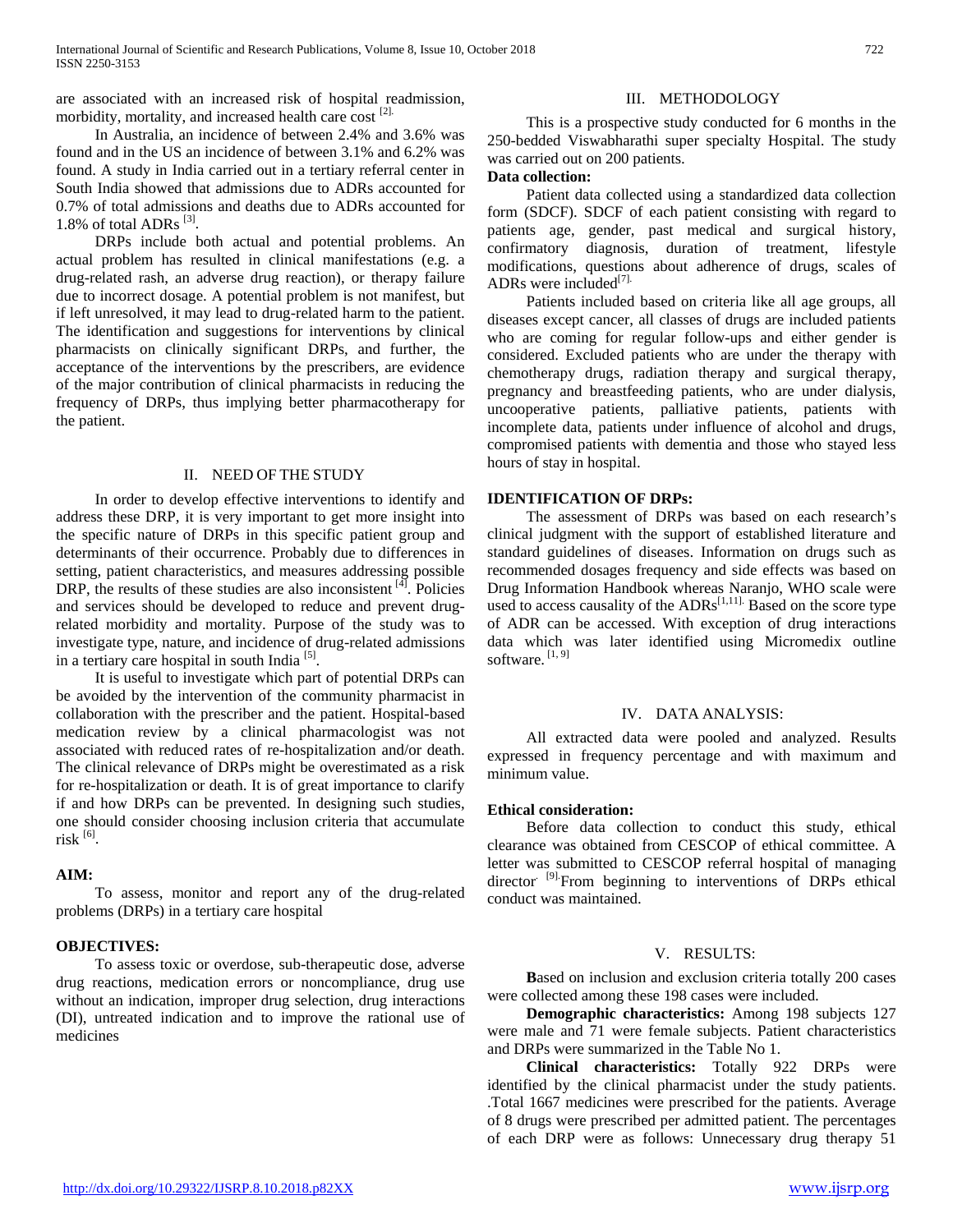are associated with an increased risk of hospital readmission, morbidity, mortality, and increased health care cost [2].

In Australia, an incidence of between 2.4% and 3.6% was found and in the US an incidence of between 3.1% and 6.2% was found. A study in India carried out in a tertiary referral center in South India showed that admissions due to ADRs accounted for 0.7% of total admissions and deaths due to ADRs accounted for 1.8% of total ADRs [3].

DRPs include both actual and potential problems. An actual problem has resulted in clinical manifestations (e.g. a drug-related rash, an adverse drug reaction), or therapy failure due to incorrect dosage. A potential problem is not manifest, but if left unresolved, it may lead to drug-related harm to the patient. The identification and suggestions for interventions by clinical pharmacists on clinically significant DRPs, and further, the acceptance of the interventions by the prescribers, are evidence of the major contribution of clinical pharmacists in reducing the frequency of DRPs, thus implying better pharmacotherapy for the patient.

## II. NEED OF THE STUDY

In order to develop effective interventions to identify and address these DRP, it is very important to get more insight into the specific nature of DRPs in this specific patient group and determinants of their occurrence. Probably due to differences in setting, patient characteristics, and measures addressing possible DRP, the results of these studies are also inconsistent [4]. Policies and services should be developed to reduce and prevent drug-related morbidity and mortality. Purpose of the study was to investigate type, nature, and incidence of drug-related admissions in a tertiary care hospital in south India [5].

It is useful to investigate which part of potential DRPs can be avoided by the intervention of the community pharmacist in collaboration with the prescriber and the patient. Hospital-based medication review by a clinical pharmacologist was not associated with reduced rates of re-hospitalization and/or death. The clinical relevance of DRPs might be overestimated as a risk for re-hospitalization or death. It is of great importance to clarify if and how DRPs can be prevented. In designing such studies, one should consider choosing inclusion criteria that accumulate risk [6].

**AIM:**

To assess, monitor and report any of the drug-related problems (DRPs) in a tertiary care hospital

**OBJECTIVES:**

To assess toxic or overdose, sub-therapeutic dose, adverse drug reactions, medication errors or noncompliance, drug use without an indication, improper drug selection, drug interactions (DI), untreated indication and to improve the rational use of medicines

## III. METHODOLOGY

This is a prospective study conducted for 6 months in the 250-bedded Viswabharathi super specialty Hospital. The study was carried out on 200 patients.

**Data collection:**

Patient data collected using a standardized data collection form (SDCF). SDCF of each patient consisting with regard to patients age, gender, past medical and surgical history, confirmatory diagnosis, duration of treatment, lifestyle modifications, questions about adherence of drugs, scales of ADRs were included[7].

Patients included based on criteria like all age groups, all diseases except cancer, all classes of drugs are included patients who are coming for regular follow-ups and either gender is considered. Excluded patients who are under the therapy with chemotherapy drugs, radiation therapy and surgical therapy, pregnancy and breastfeeding patients, who are under dialysis, uncooperative patients, palliative patients, patients with incomplete data, patients under influence of alcohol and drugs, compromised patients with dementia and those who stayed less hours of stay in hospital.

**IDENTIFICATION OF DRPs:**

The assessment of DRPs was based on each research's clinical judgment with the support of established literature and standard guidelines of diseases. Information on drugs such as recommended dosages frequency and side effects was based on Drug Information Handbook whereas Naranjo, WHO scale were used to access causality of the ADRs[1,11]. Based on the score type of ADR can be accessed. With exception of drug interactions data which was later identified using Micromedix outline software. [1, 9]

## IV. DATA ANALYSIS:

All extracted data were pooled and analyzed. Results expressed in frequency percentage and with maximum and minimum value.

**Ethical consideration:**

Before data collection to conduct this study, ethical clearance was obtained from CESCOP of ethical committee. A letter was submitted to CESCOP referral hospital of managing director. [9]. From beginning to interventions of DRPs ethical conduct was maintained.

## V. RESULTS:

**B**ased on inclusion and exclusion criteria totally 200 cases were collected among these 198 cases were included.

**Demographic characteristics:** Among 198 subjects 127 were male and 71 were female subjects. Patient characteristics and DRPs were summarized in the Table No 1.

**Clinical characteristics:** Totally 922 DRPs were identified by the clinical pharmacist under the study patients. .Total 1667 medicines were prescribed for the patients. Average of 8 drugs were prescribed per admitted patient. The percentages of each DRP were as follows: Unnecessary drug therapy 51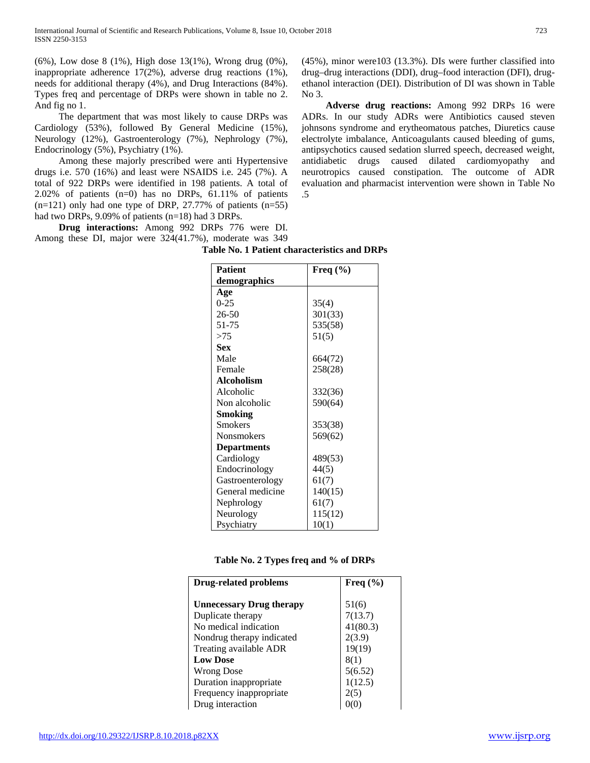(6%), Low dose 8 (1%), High dose 13(1%), Wrong drug (0%), inappropriate adherence 17(2%), adverse drug reactions (1%), needs for additional therapy (4%), and Drug Interactions (84%). Types freq and percentage of DRPs were shown in table no 2. And fig no 1.

The department that was most likely to cause DRPs was Cardiology (53%), followed By General Medicine (15%), Neurology (12%), Gastroenterology (7%), Nephrology (7%), Endocrinology (5%), Psychiatry (1%).

Among these majorly prescribed were anti Hypertensive drugs i.e. 570 (16%) and least were NSAIDS i.e. 245 (7%). A total of 922 DRPs were identified in 198 patients. A total of 2.02% of patients (n=0) has no DRPs, 61.11% of patients (n=121) only had one type of DRP, 27.77% of patients (n=55) had two DRPs, 9.09% of patients (n=18) had 3 DRPs.

**Drug interactions:** Among 992 DRPs 776 were DI. Among these DI, major were 324(41.7%), moderate was 349 (45%), minor were103 (13.3%). DIs were further classified into drug–drug interactions (DDI), drug–food interaction (DFI), drug-ethanol interaction (DEI). Distribution of DI was shown in Table No 3.

**Adverse drug reactions:** Among 992 DRPs 16 were ADRs. In our study ADRs were Antibiotics caused steven johnsons syndrome and erytheomatous patches, Diuretics cause electrolyte imbalance, Anticoagulants caused bleeding of gums, antipsychotics caused sedation slurred speech, decreased weight, antidiabetic drugs caused dilated cardiomyopathy and neurotropics caused constipation. The outcome of ADR evaluation and pharmacist intervention were shown in Table No .5

**Table No. 1 Patient characteristics and DRPs**

| Patient demographics | Freq (%) |
|---|---|
| **Age** | |
| 0-25 | 35(4) |
| 26-50 | 301(33) |
| 51-75 | 535(58) |
| >75 | 51(5) |
| **Sex** | |
| Male | 664(72) |
| Female | 258(28) |
| **Alcoholism** | |
| Alcoholic | 332(36) |
| Non alcoholic | 590(64) |
| **Smoking** | |
| Smokers | 353(38) |
| Nonsmokers | 569(62) |
| **Departments** | |
| Cardiology | 489(53) |
| Endocrinology | 44(5) |
| Gastroenterology | 61(7) |
| General medicine | 140(15) |
| Nephrology | 61(7) |
| Neurology | 115(12) |
| Psychiatry | 10(1) |

**Table No. 2 Types freq and % of DRPs**

| Drug-related problems | Freq (%) |
|---|---|
| **Unnecessary Drug therapy** | 51(6) |
| Duplicate therapy | 7(13.7) |
| No medical indication | 41(80.3) |
| Nondrug therapy indicated | 2(3.9) |
| Treating available ADR | 19(19) |
| **Low Dose** | 8(1) |
| Wrong Dose | 5(6.52) |
| Duration inappropriate | 1(12.5) |
| Frequency inappropriate | 2(5) |
| Drug interaction | 0(0) |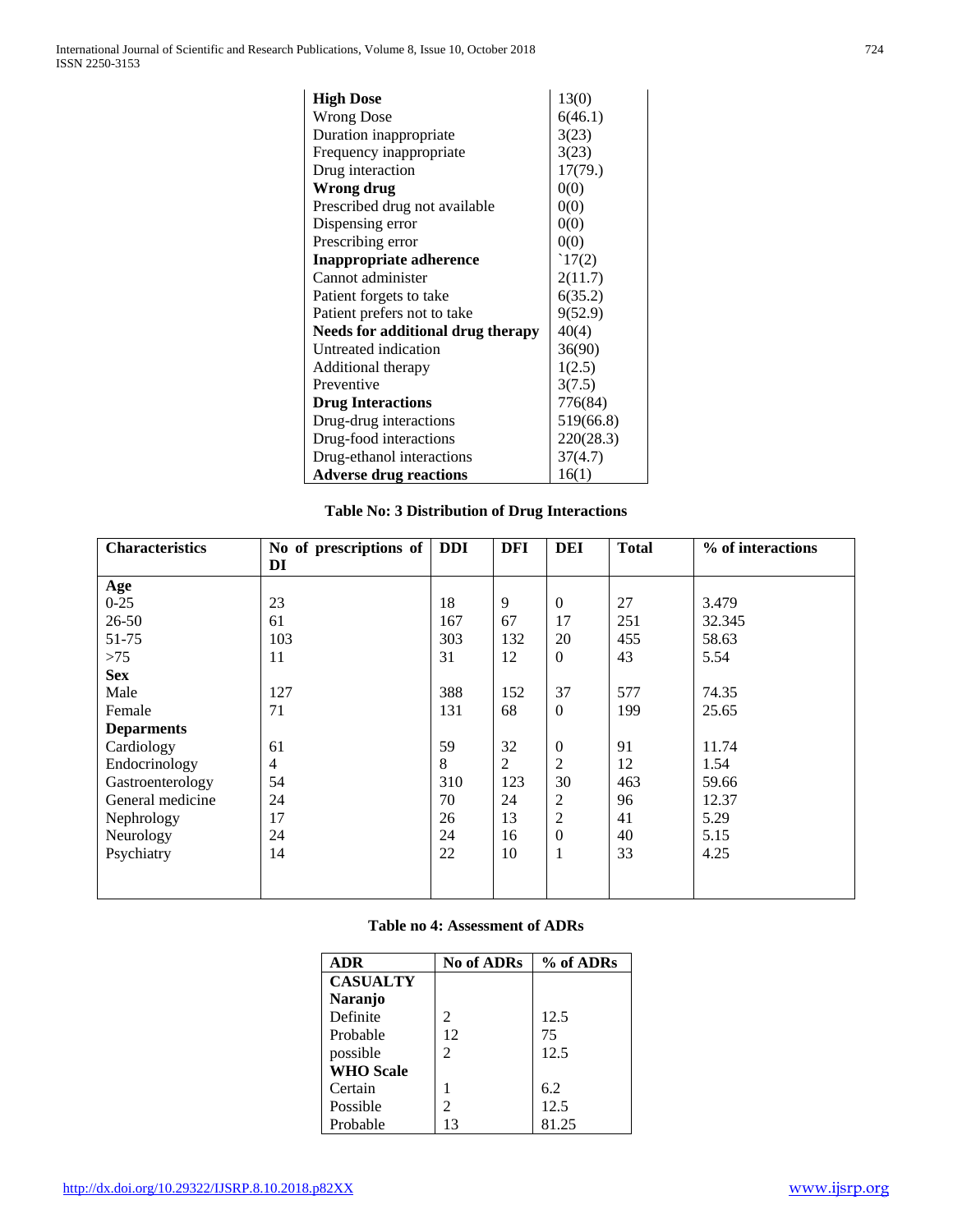| **High Dose** | 13(0) |
|---|---|
| Wrong Dose | 6(46.1) |
| Duration inappropriate | 3(23) |
| Frequency inappropriate | 3(23) |
| Drug interaction | 17(79.) |
| **Wrong drug** | 0(0) |
| Prescribed drug not available | 0(0) |
| Dispensing error | 0(0) |
| Prescribing error | 0(0) |
| **Inappropriate adherence** | `17(2) |
| Cannot administer | 2(11.7) |
| Patient forgets to take | 6(35.2) |
| Patient prefers not to take | 9(52.9) |
| **Needs for additional drug therapy** | 40(4) |
| Untreated indication | 36(90) |
| Additional therapy | 1(2.5) |
| Preventive | 3(7.5) |
| **Drug Interactions** | 776(84) |
| Drug-drug interactions | 519(66.8) |
| Drug-food interactions | 220(28.3) |
| Drug-ethanol interactions | 37(4.7) |
| **Adverse drug reactions** | 16(1) |

**Table No: 3 Distribution of Drug Interactions**

| Characteristics | No of prescriptions of DI | DDI | DFI | DEI | Total | % of interactions |
|---|---|---|---|---|---|---|
| **Age** | | | | | | |
| 0-25 | 23 | 18 | 9 | 0 | 27 | 3.479 |
| 26-50 | 61 | 167 | 67 | 17 | 251 | 32.345 |
| 51-75 | 103 | 303 | 132 | 20 | 455 | 58.63 |
| >75 | 11 | 31 | 12 | 0 | 43 | 5.54 |
| **Sex** | | | | | | |
| Male | 127 | 388 | 152 | 37 | 577 | 74.35 |
| Female | 71 | 131 | 68 | 0 | 199 | 25.65 |
| **Deparments** | | | | | | |
| Cardiology | 61 | 59 | 32 | 0 | 91 | 11.74 |
| Endocrinology | 4 | 8 | 2 | 2 | 12 | 1.54 |
| Gastroenterology | 54 | 310 | 123 | 30 | 463 | 59.66 |
| General medicine | 24 | 70 | 24 | 2 | 96 | 12.37 |
| Nephrology | 17 | 26 | 13 | 2 | 41 | 5.29 |
| Neurology | 24 | 24 | 16 | 0 | 40 | 5.15 |
| Psychiatry | 14 | 22 | 10 | 1 | 33 | 4.25 |

**Table no 4: Assessment of ADRs**

| ADR | No of ADRs | % of ADRs |
|---|---|---|
| **CASUALTY** | | |
| **Naranjo** | | |
| Definite | 2 | 12.5 |
| Probable | 12 | 75 |
| possible | 2 | 12.5 |
| **WHO Scale** | | |
| Certain | 1 | 6.2 |
| Possible | 2 | 12.5 |
| Probable | 13 | 81.25 |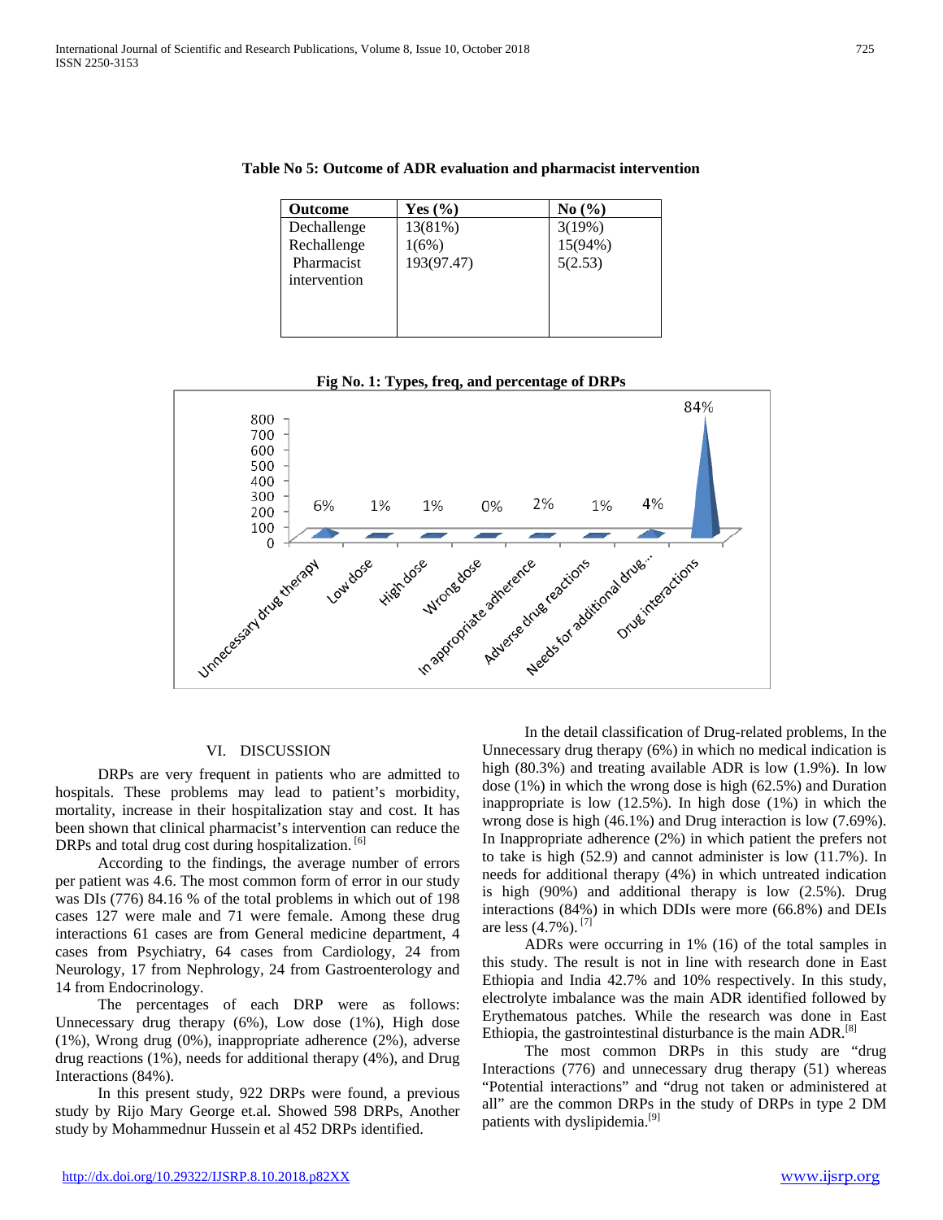**Table No 5: Outcome of ADR evaluation and pharmacist intervention**

| Outcome | Yes (%) | No (%) |
|---|---|---|
| Dechallenge | 13(81%) | 3(19%) |
| Rechallenge | 1(6%) | 15(94%) |
| Pharmacist intervention | 193(97.47) | 5(2.53) |

**Fig No. 1: Types, freq, and percentage of DRPs**

## VI. DISCUSSION

DRPs are very frequent in patients who are admitted to hospitals. These problems may lead to patient's morbidity, mortality, increase in their hospitalization stay and cost. It has been shown that clinical pharmacist's intervention can reduce the DRPs and total drug cost during hospitalization. [6]

According to the findings, the average number of errors per patient was 4.6. The most common form of error in our study was DIs (776) 84.16 % of the total problems in which out of 198 cases 127 were male and 71 were female. Among these drug interactions 61 cases are from General medicine department, 4 cases from Psychiatry, 64 cases from Cardiology, 24 from Neurology, 17 from Nephrology, 24 from Gastroenterology and 14 from Endocrinology.

The percentages of each DRP were as follows: Unnecessary drug therapy (6%), Low dose (1%), High dose (1%), Wrong drug (0%), inappropriate adherence (2%), adverse drug reactions (1%), needs for additional therapy (4%), and Drug Interactions (84%).

In this present study, 922 DRPs were found, a previous study by Rijo Mary George et.al. Showed 598 DRPs, Another study by Mohammednur Hussein et al 452 DRPs identified.

In the detail classification of Drug-related problems, In the Unnecessary drug therapy (6%) in which no medical indication is high (80.3%) and treating available ADR is low (1.9%). In low dose (1%) in which the wrong dose is high (62.5%) and Duration inappropriate is low (12.5%). In high dose (1%) in which the wrong dose is high (46.1%) and Drug interaction is low (7.69%). In Inappropriate adherence (2%) in which patient the prefers not to take is high (52.9) and cannot administer is low (11.7%). In needs for additional therapy (4%) in which untreated indication is high (90%) and additional therapy is low (2.5%). Drug interactions (84%) in which DDIs were more (66.8%) and DEIs are less (4.7%). [7]

ADRs were occurring in 1% (16) of the total samples in this study. The result is not in line with research done in East Ethiopia and India 42.7% and 10% respectively. In this study, electrolyte imbalance was the main ADR identified followed by Erythematous patches. While the research was done in East Ethiopia, the gastrointestinal disturbance is the main ADR.[8]

The most common DRPs in this study are "drug Interactions (776) and unnecessary drug therapy (51) whereas "Potential interactions" and "drug not taken or administered at all" are the common DRPs in the study of DRPs in type 2 DM patients with dyslipidemia.[9]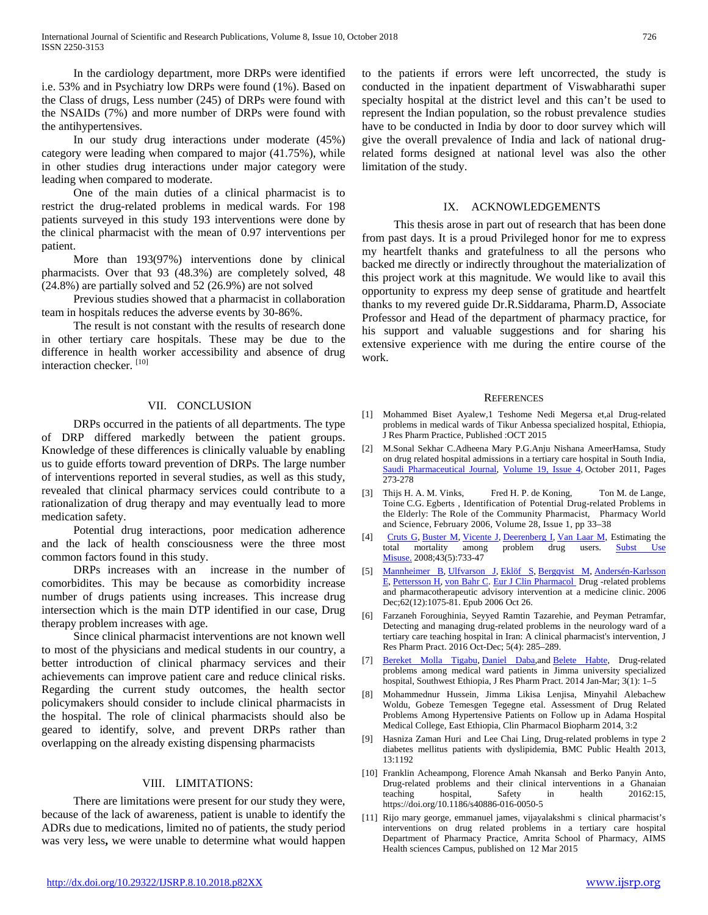In the cardiology department, more DRPs were identified i.e. 53% and in Psychiatry low DRPs were found (1%). Based on the Class of drugs, Less number (245) of DRPs were found with the NSAIDs (7%) and more number of DRPs were found with the antihypertensives.

In our study drug interactions under moderate (45%) category were leading when compared to major (41.75%), while in other studies drug interactions under major category were leading when compared to moderate.

One of the main duties of a clinical pharmacist is to restrict the drug-related problems in medical wards. For 198 patients surveyed in this study 193 interventions were done by the clinical pharmacist with the mean of 0.97 interventions per patient.

More than 193(97%) interventions done by clinical pharmacists. Over that 93 (48.3%) are completely solved, 48 (24.8%) are partially solved and 52 (26.9%) are not solved

Previous studies showed that a pharmacist in collaboration team in hospitals reduces the adverse events by 30-86%.

The result is not constant with the results of research done in other tertiary care hospitals. These may be due to the difference in health worker accessibility and absence of drug interaction checker. [10]

## VII. CONCLUSION

DRPs occurred in the patients of all departments. The type of DRP differed markedly between the patient groups. Knowledge of these differences is clinically valuable by enabling us to guide efforts toward prevention of DRPs. The large number of interventions reported in several studies, as well as this study, revealed that clinical pharmacy services could contribute to a rationalization of drug therapy and may eventually lead to more medication safety.

Potential drug interactions, poor medication adherence and the lack of health consciousness were the three most common factors found in this study.

DRPs increases with an increase in the number of comorbidites. This may be because as comorbidity increase number of drugs patients using increases. This increase drug intersection which is the main DTP identified in our case, Drug therapy problem increases with age.

Since clinical pharmacist interventions are not known well to most of the physicians and medical students in our country, a better introduction of clinical pharmacy services and their achievements can improve patient care and reduce clinical risks. Regarding the current study outcomes, the health sector policymakers should consider to include clinical pharmacists in the hospital. The role of clinical pharmacists should also be geared to identify, solve, and prevent DRPs rather than overlapping on the already existing dispensing pharmacists

## VIII. LIMITATIONS:

There are limitations were present for our study they were, because of the lack of awareness, patient is unable to identify the ADRs due to medications, limited no of patients, the study period was very less**,** we were unable to determine what would happen to the patients if errors were left uncorrected, the study is conducted in the inpatient department of Viswabharathi super specialty hospital at the district level and this can't be used to represent the Indian population, so the robust prevalence studies have to be conducted in India by door to door survey which will give the overall prevalence of India and lack of national drug-related forms designed at national level was also the other limitation of the study.

## IX. ACKNOWLEDGEMENTS

This thesis arose in part out of research that has been done from past days. It is a proud Privileged honor for me to express my heartfelt thanks and gratefulness to all the persons who backed me directly or indirectly throughout the materialization of this project work at this magnitude. We would like to avail this opportunity to express my deep sense of gratitude and heartfelt thanks to my revered guide Dr.R.Siddarama, Pharm.D, Associate Professor and Head of the department of pharmacy practice, for his support and valuable suggestions and for sharing his extensive experience with me during the entire course of the work.

## REFERENCES

[1] Mohammed Biset Ayalew,1 Teshome Nedi Megersa et,al Drug-related problems in medical wards of Tikur Anbessa specialized hospital, Ethiopia, J Res Pharm Practice, Published :OCT 2015

[2] M.Sonal Sekhar C.Adheena Mary P.G.Anju Nishana AmeerHamsa, Study on drug related hospital admissions in a tertiary care hospital in South India, Saudi Pharmaceutical Journal, Volume 19, Issue 4, October 2011, Pages 273-278

[3] Thijs H. A. M. Vinks, Fred H. P. de Koning, Ton M. de Lange, Toine C.G. Egberts , Identification of Potential Drug-related Problems in the Elderly: The Role of the Community Pharmacist, Pharmacy World and Science, February 2006, Volume 28, Issue 1, pp 33–38

[4] Cruts G, Buster M, Vicente J, Deerenberg I, Van Laar M, Estimating the total mortality among problem drug users. Subst Use Misuse. 2008;43(5):733-47

[5] Mannheimer B, Ulfvarson J, Eklöf S, Bergqvist M, Andersén-Karlsson E, Pettersson H, von Bahr C. Eur J Clin Pharmacol Drug -related problems and pharmacotherapeutic advisory intervention at a medicine clinic. 2006 Dec;62(12):1075-81. Epub 2006 Oct 26.

[6] Farzaneh Foroughinia, Seyyed Ramtin Tazarehie, and Peyman Petramfar, Detecting and managing drug-related problems in the neurology ward of a tertiary care teaching hospital in Iran: A clinical pharmacist's intervention, J Res Pharm Pract. 2016 Oct-Dec; 5(4): 285–289.

[7] Bereket Molla Tigabu, Daniel Daba,and Belete Habte, Drug-related problems among medical ward patients in Jimma university specialized hospital, Southwest Ethiopia, J Res Pharm Pract. 2014 Jan-Mar; 3(1): 1–5

[8] Mohammednur Hussein, Jimma Likisa Lenjisa, Minyahil Alebachew Woldu, Gobeze Temesgen Tegegne etal. Assessment of Drug Related Problems Among Hypertensive Patients on Follow up in Adama Hospital Medical College, East Ethiopia, Clin Pharmacol Biopharm 2014, 3:2

[9] Hasniza Zaman Huri and Lee Chai Ling, Drug-related problems in type 2 diabetes mellitus patients with dyslipidemia, BMC Public Health 2013, 13:1192

[10] Franklin Acheampong, Florence Amah Nkansah and Berko Panyin Anto, Drug-related problems and their clinical interventions in a Ghanaian teaching hospital, Safety in health 20162:15, https://doi.org/10.1186/s40886-016-0050-5

[11] Rijo mary george, emmanuel james, vijayalakshmi s clinical pharmacist's interventions on drug related problems in a tertiary care hospital Department of Pharmacy Practice, Amrita School of Pharmacy, AIMS Health sciences Campus, published on 12 Mar 2015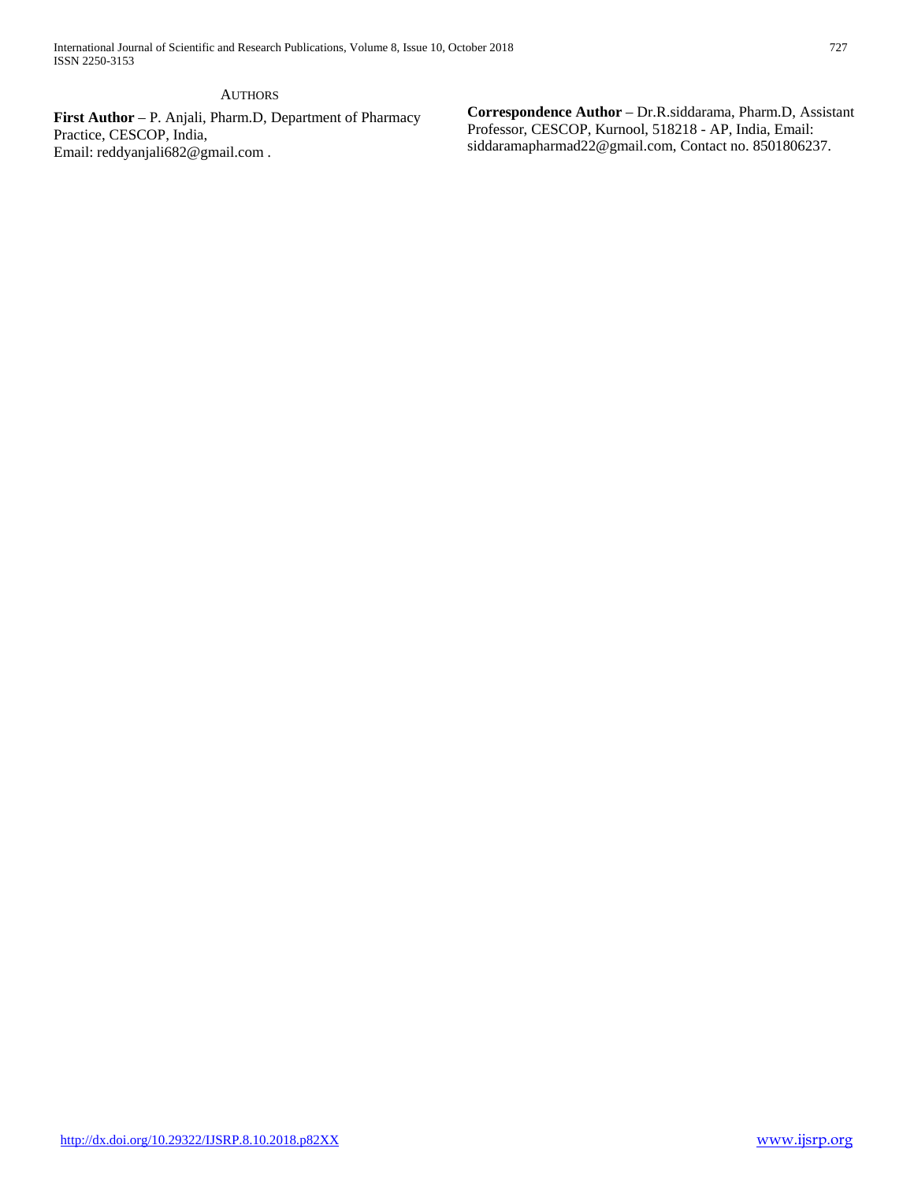## AUTHORS

**First Author** – P. Anjali, Pharm.D, Department of Pharmacy Practice, CESCOP, India,
Email: reddyanjali682@gmail.com .

**Correspondence Author** – Dr.R.siddarama, Pharm.D, Assistant Professor, CESCOP, Kurnool, 518218 - AP, India, Email: siddaramapharmad22@gmail.com, Contact no. 8501806237.